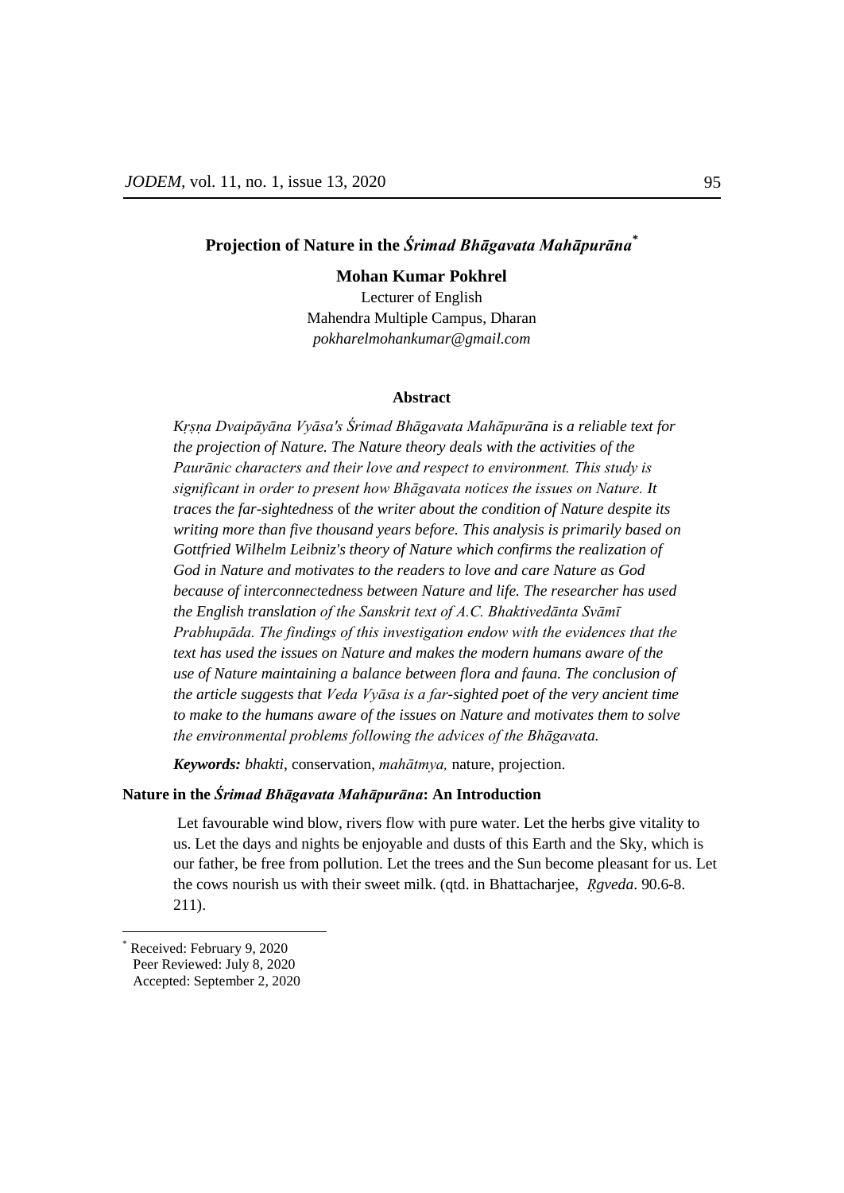# Projection of Nature in the *Śrimad Bhāgavata Mahāpurāna*[*]

**Mohan Kumar Pokhrel**

Lecturer of English
Mahendra Multiple Campus, Dharan
*pokharelmohankumar@gmail.com*

### Abstract

*Kṛṣṇa Dvaipāyāna Vyāsa's Śrimad Bhāgavata Mahāpurāna is a reliable text for the projection of Nature. The Nature theory deals with the activities of the Paurānic characters and their love and respect to environment. This study is significant in order to present how Bhāgavata notices the issues on Nature. It traces the far-sightedness* of *the writer about the condition of Nature despite its writing more than five thousand years before. This analysis is primarily based on Gottfried Wilhelm Leibniz's theory of Nature which confirms the realization of God in Nature and motivates to the readers to love and care Nature as God because of interconnectedness between Nature and life. The researcher has used the English translation of the Sanskrit text of A.C. Bhaktivedānta Svāmī Prabhupāda. The findings of this investigation endow with the evidences that the text has used the issues on Nature and makes the modern humans aware of the use of Nature maintaining a balance between flora and fauna. The conclusion of the article suggests that Veda Vyāsa is a far-sighted poet of the very ancient time to make to the humans aware of the issues on Nature and motivates them to solve the environmental problems following the advices of the Bhāgavata.*

***Keywords:*** *bhakti*, conservation, *mahātmya,* nature, projection.

## Nature in the *Śrimad Bhāgavata Mahāpurāna*: An Introduction

> Let favourable wind blow, rivers flow with pure water. Let the herbs give vitality to us. Let the days and nights be enjoyable and dusts of this Earth and the Sky, which is our father, be free from pollution. Let the trees and the Sun become pleasant for us. Let the cows nourish us with their sweet milk. (qtd. in Bhattacharjee, *Ṛgveda*. 90.6-8. 211).

---

[*] Received: February 9, 2020
Peer Reviewed: July 8, 2020
Accepted: September 2, 2020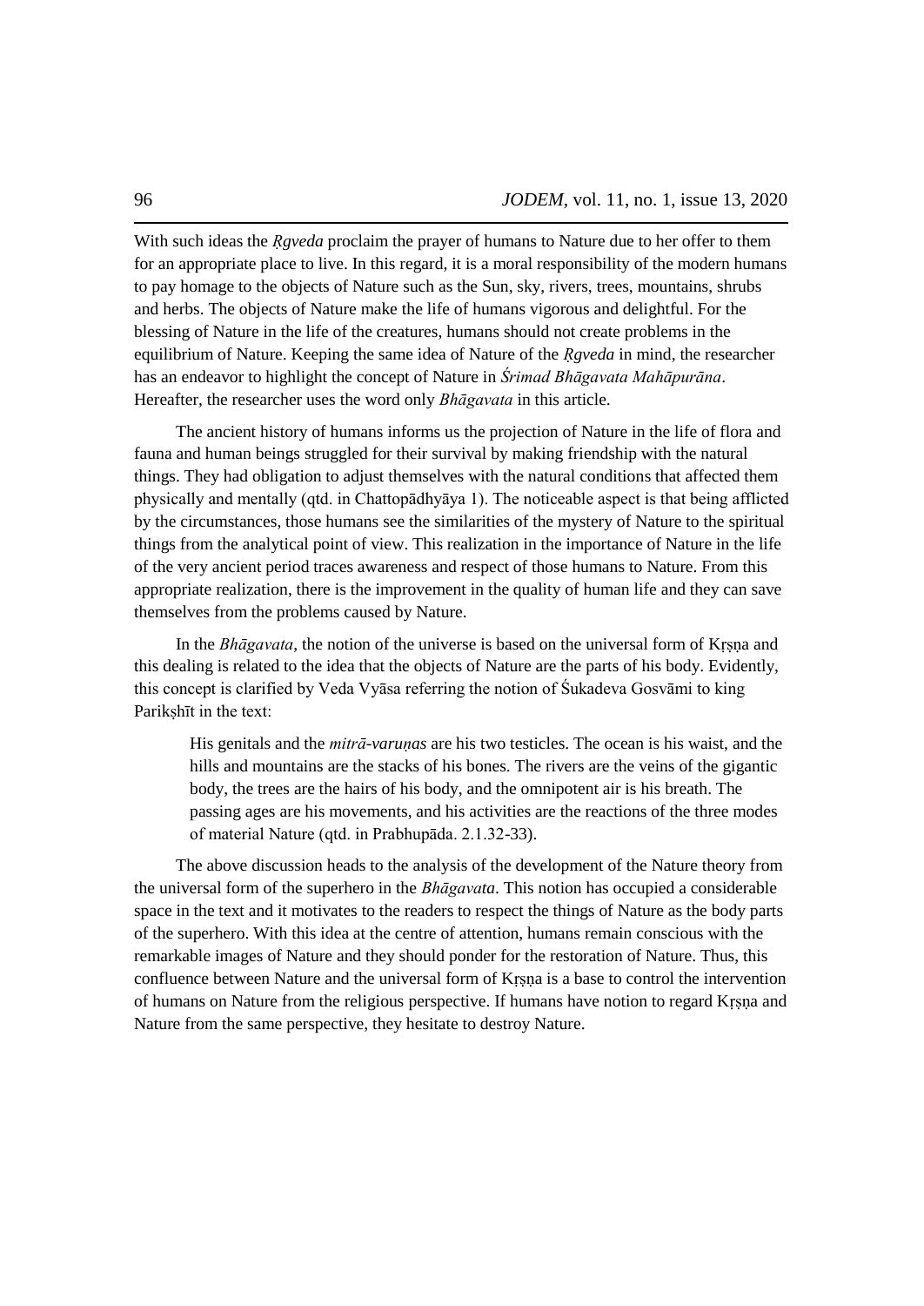With such ideas the *Ṛgveda* proclaim the prayer of humans to Nature due to her offer to them for an appropriate place to live. In this regard, it is a moral responsibility of the modern humans to pay homage to the objects of Nature such as the Sun, sky, rivers, trees, mountains, shrubs and herbs. The objects of Nature make the life of humans vigorous and delightful. For the blessing of Nature in the life of the creatures, humans should not create problems in the equilibrium of Nature. Keeping the same idea of Nature of the *Ṛgveda* in mind, the researcher has an endeavor to highlight the concept of Nature in *Śrimad Bhāgavata Mahāpurāna*. Hereafter, the researcher uses the word only *Bhāgavata* in this article.

The ancient history of humans informs us the projection of Nature in the life of flora and fauna and human beings struggled for their survival by making friendship with the natural things. They had obligation to adjust themselves with the natural conditions that affected them physically and mentally (qtd. in Chattopādhyāya 1). The noticeable aspect is that being afflicted by the circumstances, those humans see the similarities of the mystery of Nature to the spiritual things from the analytical point of view. This realization in the importance of Nature in the life of the very ancient period traces awareness and respect of those humans to Nature. From this appropriate realization, there is the improvement in the quality of human life and they can save themselves from the problems caused by Nature.

In the *Bhāgavata*, the notion of the universe is based on the universal form of Kṛṣṇa and this dealing is related to the idea that the objects of Nature are the parts of his body. Evidently, this concept is clarified by Veda Vyāsa referring the notion of Śukadeva Gosvāmi to king Parikṣhīt in the text:

> His genitals and the *mitrā-varuṇas* are his two testicles. The ocean is his waist, and the hills and mountains are the stacks of his bones. The rivers are the veins of the gigantic body, the trees are the hairs of his body, and the omnipotent air is his breath. The passing ages are his movements, and his activities are the reactions of the three modes of material Nature (qtd. in Prabhupāda. 2.1.32-33).

The above discussion heads to the analysis of the development of the Nature theory from the universal form of the superhero in the *Bhāgavata*. This notion has occupied a considerable space in the text and it motivates to the readers to respect the things of Nature as the body parts of the superhero. With this idea at the centre of attention, humans remain conscious with the remarkable images of Nature and they should ponder for the restoration of Nature. Thus, this confluence between Nature and the universal form of Kṛṣṇa is a base to control the intervention of humans on Nature from the religious perspective. If humans have notion to regard Kṛṣṇa and Nature from the same perspective, they hesitate to destroy Nature.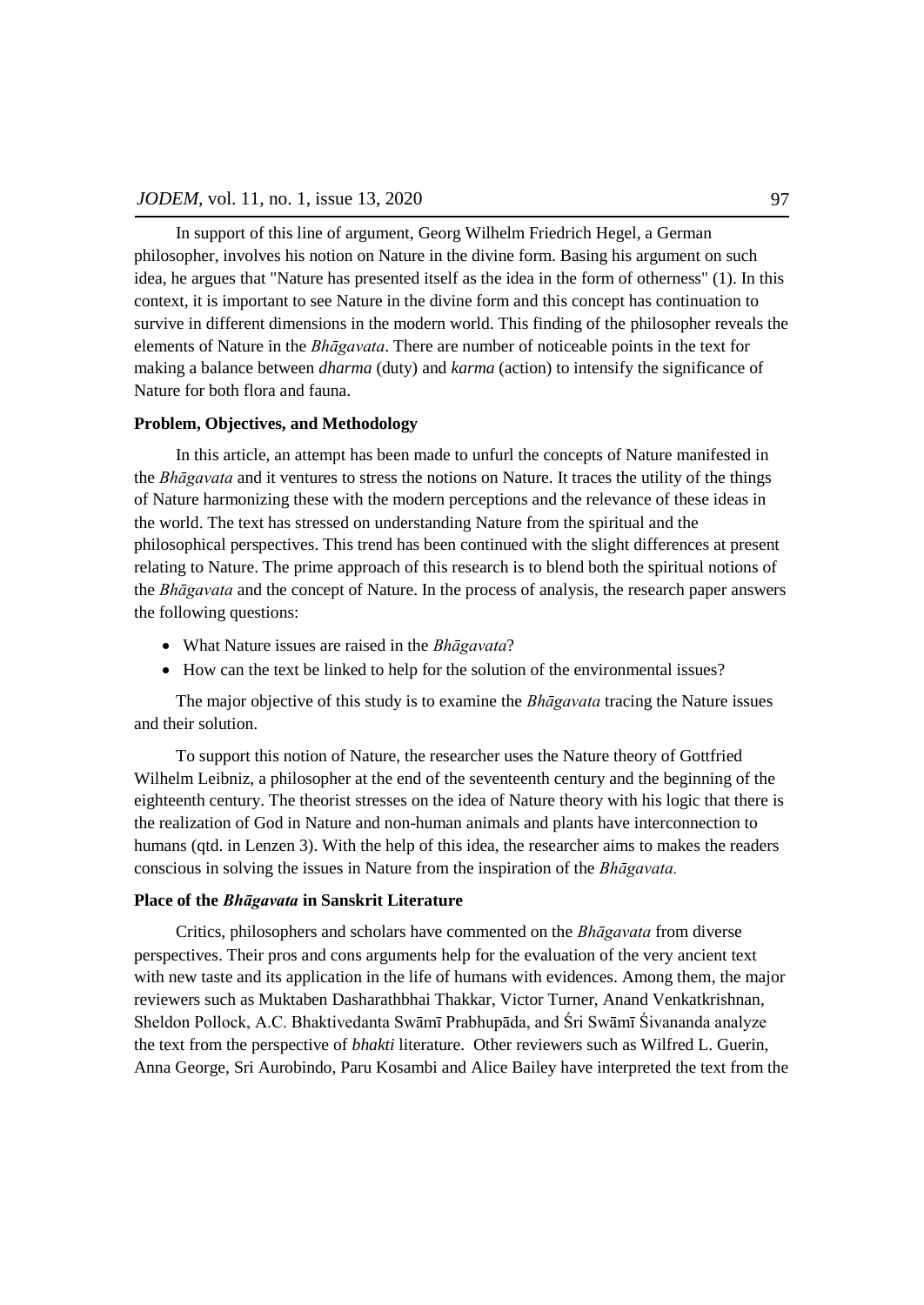In support of this line of argument, Georg Wilhelm Friedrich Hegel, a German philosopher, involves his notion on Nature in the divine form. Basing his argument on such idea, he argues that "Nature has presented itself as the idea in the form of otherness" (1). In this context, it is important to see Nature in the divine form and this concept has continuation to survive in different dimensions in the modern world. This finding of the philosopher reveals the elements of Nature in the *Bhāgavata*. There are number of noticeable points in the text for making a balance between *dharma* (duty) and *karma* (action) to intensify the significance of Nature for both flora and fauna.

### Problem, Objectives, and Methodology

In this article, an attempt has been made to unfurl the concepts of Nature manifested in the *Bhāgavata* and it ventures to stress the notions on Nature. It traces the utility of the things of Nature harmonizing these with the modern perceptions and the relevance of these ideas in the world. The text has stressed on understanding Nature from the spiritual and the philosophical perspectives. This trend has been continued with the slight differences at present relating to Nature. The prime approach of this research is to blend both the spiritual notions of the *Bhāgavata* and the concept of Nature. In the process of analysis, the research paper answers the following questions:

- What Nature issues are raised in the *Bhāgavata*?
- How can the text be linked to help for the solution of the environmental issues?

The major objective of this study is to examine the *Bhāgavata* tracing the Nature issues and their solution.

To support this notion of Nature, the researcher uses the Nature theory of Gottfried Wilhelm Leibniz, a philosopher at the end of the seventeenth century and the beginning of the eighteenth century. The theorist stresses on the idea of Nature theory with his logic that there is the realization of God in Nature and non-human animals and plants have interconnection to humans (qtd. in Lenzen 3). With the help of this idea, the researcher aims to makes the readers conscious in solving the issues in Nature from the inspiration of the *Bhāgavata.*

### Place of the *Bhāgavata* in Sanskrit Literature

Critics, philosophers and scholars have commented on the *Bhāgavata* from diverse perspectives. Their pros and cons arguments help for the evaluation of the very ancient text with new taste and its application in the life of humans with evidences. Among them, the major reviewers such as Muktaben Dasharathbhai Thakkar, Victor Turner, Anand Venkatkrishnan, Sheldon Pollock, A.C. Bhaktivedanta Swāmī Prabhupāda, and Śri Swāmī Śivananda analyze the text from the perspective of *bhakti* literature. Other reviewers such as Wilfred L. Guerin, Anna George, Sri Aurobindo, Paru Kosambi and Alice Bailey have interpreted the text from the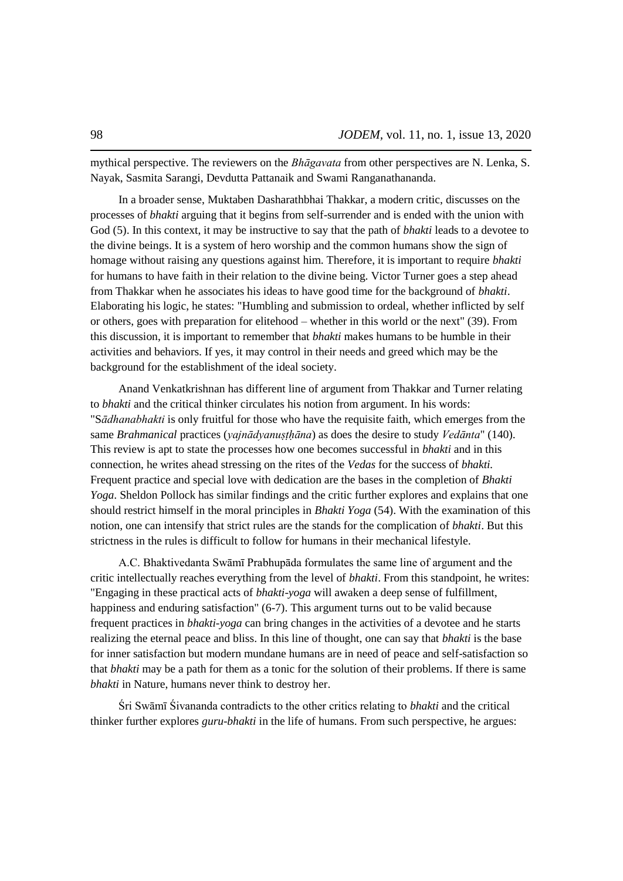mythical perspective. The reviewers on the *Bhāgavata* from other perspectives are N. Lenka, S. Nayak, Sasmita Sarangi, Devdutta Pattanaik and Swami Ranganathananda.

In a broader sense, Muktaben Dasharathbhai Thakkar, a modern critic, discusses on the processes of *bhakti* arguing that it begins from self-surrender and is ended with the union with God (5). In this context, it may be instructive to say that the path of *bhakti* leads to a devotee to the divine beings. It is a system of hero worship and the common humans show the sign of homage without raising any questions against him. Therefore, it is important to require *bhakti* for humans to have faith in their relation to the divine being. Victor Turner goes a step ahead from Thakkar when he associates his ideas to have good time for the background of *bhakti*. Elaborating his logic, he states: "Humbling and submission to ordeal, whether inflicted by self or others, goes with preparation for elitehood – whether in this world or the next" (39). From this discussion, it is important to remember that *bhakti* makes humans to be humble in their activities and behaviors. If yes, it may control in their needs and greed which may be the background for the establishment of the ideal society.

Anand Venkatkrishnan has different line of argument from Thakkar and Turner relating to *bhakti* and the critical thinker circulates his notion from argument. In his words: "S*ādhanabhakti* is only fruitful for those who have the requisite faith, which emerges from the same *Brahmanical* practices (*yajnādyanuṣṭḥāna*) as does the desire to study *Vedānta*" (140). This review is apt to state the processes how one becomes successful in *bhakti* and in this connection, he writes ahead stressing on the rites of the *Vedas* for the success of *bhakti.* Frequent practice and special love with dedication are the bases in the completion of *Bhakti Yoga*. Sheldon Pollock has similar findings and the critic further explores and explains that one should restrict himself in the moral principles in *Bhakti Yoga* (54). With the examination of this notion, one can intensify that strict rules are the stands for the complication of *bhakti*. But this strictness in the rules is difficult to follow for humans in their mechanical lifestyle.

A.C. Bhaktivedanta Swāmī Prabhupāda formulates the same line of argument and the critic intellectually reaches everything from the level of *bhakti*. From this standpoint, he writes: "Engaging in these practical acts of *bhakti-yoga* will awaken a deep sense of fulfillment, happiness and enduring satisfaction" (6-7). This argument turns out to be valid because frequent practices in *bhakti-yoga* can bring changes in the activities of a devotee and he starts realizing the eternal peace and bliss. In this line of thought, one can say that *bhakti* is the base for inner satisfaction but modern mundane humans are in need of peace and self-satisfaction so that *bhakti* may be a path for them as a tonic for the solution of their problems. If there is same *bhakti* in Nature, humans never think to destroy her.

Śri Swāmī Śivananda contradicts to the other critics relating to *bhakti* and the critical thinker further explores *guru-bhakti* in the life of humans. From such perspective, he argues: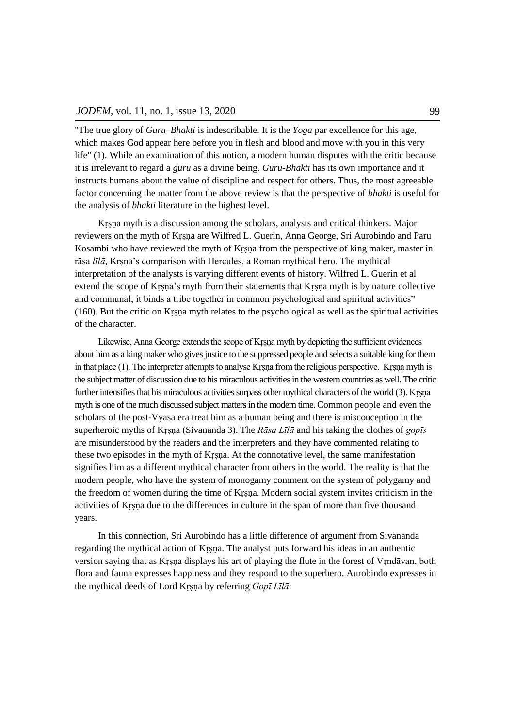"The true glory of *Guru–Bhakti* is indescribable. It is the *Yoga* par excellence for this age, which makes God appear here before you in flesh and blood and move with you in this very life" (1). While an examination of this notion, a modern human disputes with the critic because it is irrelevant to regard a *guru* as a divine being. *Guru-Bhakti* has its own importance and it instructs humans about the value of discipline and respect for others. Thus, the most agreeable factor concerning the matter from the above review is that the perspective of *bhakti* is useful for the analysis of *bhakti* literature in the highest level.

Kṛṣṇa myth is a discussion among the scholars, analysts and critical thinkers. Major reviewers on the myth of Kṛṣṇa are Wilfred L. Guerin, Anna George, Sri Aurobindo and Paru Kosambi who have reviewed the myth of Kṛṣṇa from the perspective of king maker, master in rāsa *līlā*, Kṛṣṇa's comparison with Hercules, a Roman mythical hero. The mythical interpretation of the analysts is varying different events of history. Wilfred L. Guerin et al extend the scope of Kṛṣṇa's myth from their statements that Kṛṣṇa myth is by nature collective and communal; it binds a tribe together in common psychological and spiritual activities" (160). But the critic on Kṛṣṇa myth relates to the psychological as well as the spiritual activities of the character.

Likewise, Anna George extends the scope of Kṛṣṇa myth by depicting the sufficient evidences about him as a king maker who gives justice to the suppressed people and selects a suitable king for them in that place (1). The interpreter attempts to analyse Kṛṣṇa from the religious perspective. Kṛṣṇa myth is the subject matter of discussion due to his miraculous activities in the western countries as well. The critic further intensifies that his miraculous activities surpass other mythical characters of the world (3). Kṛṣṇa myth is one of the much discussed subject matters in the modern time. Common people and even the scholars of the post-Vyasa era treat him as a human being and there is misconception in the superheroic myths of Kṛṣṇa (Sivananda 3). The *Rāsa Līlā* and his taking the clothes of *gopīs* are misunderstood by the readers and the interpreters and they have commented relating to these two episodes in the myth of Kṛṣṇa. At the connotative level, the same manifestation signifies him as a different mythical character from others in the world. The reality is that the modern people, who have the system of monogamy comment on the system of polygamy and the freedom of women during the time of Kṛṣṇa. Modern social system invites criticism in the activities of Kṛṣṇa due to the differences in culture in the span of more than five thousand years.

In this connection, Sri Aurobindo has a little difference of argument from Sivananda regarding the mythical action of Kṛṣṇa. The analyst puts forward his ideas in an authentic version saying that as Kṛṣṇa displays his art of playing the flute in the forest of Vṛndāvan, both flora and fauna expresses happiness and they respond to the superhero. Aurobindo expresses in the mythical deeds of Lord Kṛṣṇa by referring *Gopī Līlā*: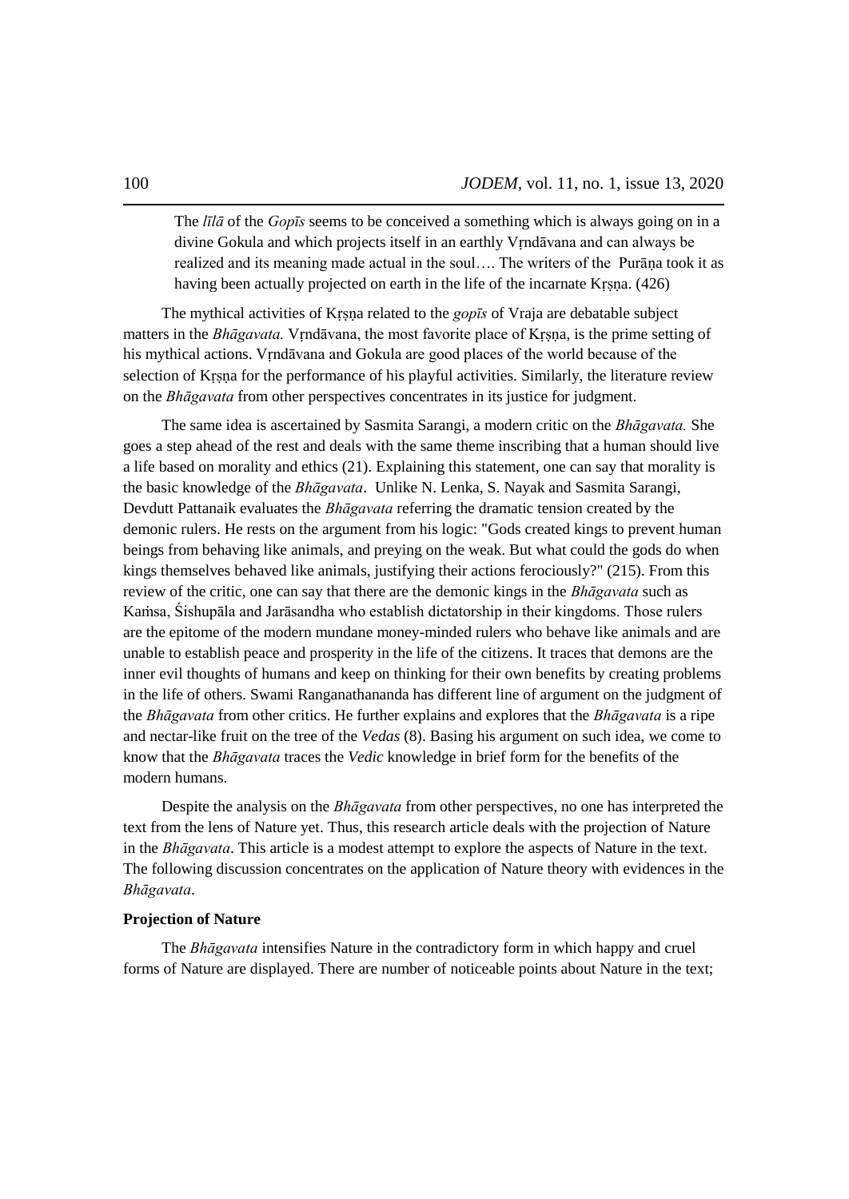> The *līlā* of the *Gopīs* seems to be conceived a something which is always going on in a divine Gokula and which projects itself in an earthly Vṛndāvana and can always be realized and its meaning made actual in the soul…. The writers of the Purāṇa took it as having been actually projected on earth in the life of the incarnate Kṛṣṇa. (426)

The mythical activities of Kṛṣṇa related to the *gopīs* of Vraja are debatable subject matters in the *Bhāgavata.* Vṛndāvana, the most favorite place of Kṛṣṇa, is the prime setting of his mythical actions. Vṛndāvana and Gokula are good places of the world because of the selection of Kṛṣṇa for the performance of his playful activities. Similarly, the literature review on the *Bhāgavata* from other perspectives concentrates in its justice for judgment.

The same idea is ascertained by Sasmita Sarangi, a modern critic on the *Bhāgavata.* She goes a step ahead of the rest and deals with the same theme inscribing that a human should live a life based on morality and ethics (21). Explaining this statement, one can say that morality is the basic knowledge of the *Bhāgavata*. Unlike N. Lenka, S. Nayak and Sasmita Sarangi, Devdutt Pattanaik evaluates the *Bhāgavata* referring the dramatic tension created by the demonic rulers. He rests on the argument from his logic: "Gods created kings to prevent human beings from behaving like animals, and preying on the weak. But what could the gods do when kings themselves behaved like animals, justifying their actions ferociously?" (215). From this review of the critic, one can say that there are the demonic kings in the *Bhāgavata* such as Kaṁsa, Śishupāla and Jarāsandha who establish dictatorship in their kingdoms. Those rulers are the epitome of the modern mundane money-minded rulers who behave like animals and are unable to establish peace and prosperity in the life of the citizens. It traces that demons are the inner evil thoughts of humans and keep on thinking for their own benefits by creating problems in the life of others. Swami Ranganathananda has different line of argument on the judgment of the *Bhāgavata* from other critics. He further explains and explores that the *Bhāgavata* is a ripe and nectar-like fruit on the tree of the *Vedas* (8). Basing his argument on such idea, we come to know that the *Bhāgavata* traces the *Vedic* knowledge in brief form for the benefits of the modern humans.

Despite the analysis on the *Bhāgavata* from other perspectives, no one has interpreted the text from the lens of Nature yet. Thus, this research article deals with the projection of Nature in the *Bhāgavata*. This article is a modest attempt to explore the aspects of Nature in the text. The following discussion concentrates on the application of Nature theory with evidences in the *Bhāgavata*.

**Projection of Nature**

The *Bhāgavata* intensifies Nature in the contradictory form in which happy and cruel forms of Nature are displayed. There are number of noticeable points about Nature in the text;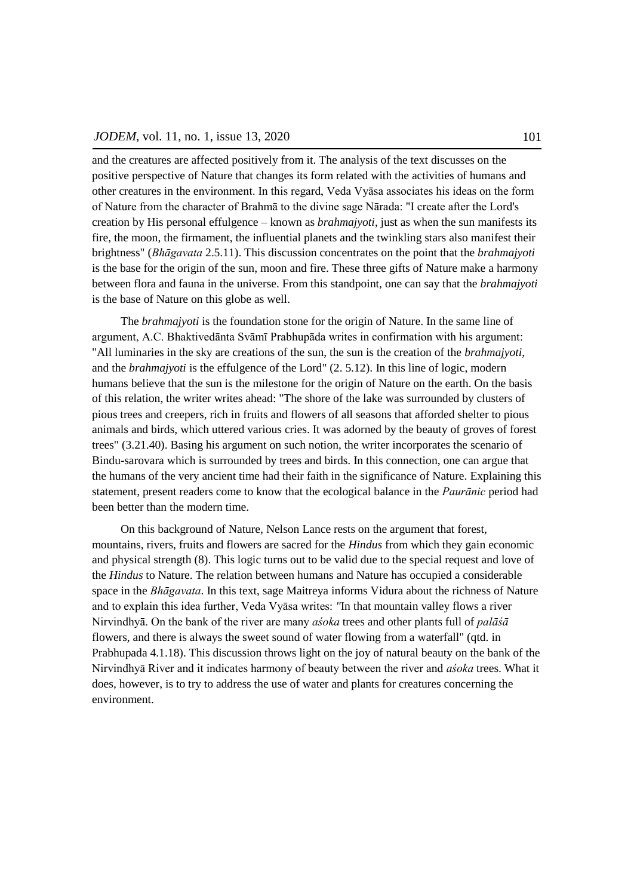and the creatures are affected positively from it. The analysis of the text discusses on the positive perspective of Nature that changes its form related with the activities of humans and other creatures in the environment. In this regard, Veda Vyāsa associates his ideas on the form of Nature from the character of Brahmā to the divine sage Nārada: "I create after the Lord's creation by His personal effulgence – known as *brahmajyoti*, just as when the sun manifests its fire, the moon, the firmament, the influential planets and the twinkling stars also manifest their brightness" (*Bhāgavata* 2.5.11). This discussion concentrates on the point that the *brahmajyoti* is the base for the origin of the sun, moon and fire. These three gifts of Nature make a harmony between flora and fauna in the universe. From this standpoint, one can say that the *brahmajyoti* is the base of Nature on this globe as well.

The *brahmajyoti* is the foundation stone for the origin of Nature. In the same line of argument, A.C. Bhaktivedānta Svāmī Prabhupāda writes in confirmation with his argument: "All luminaries in the sky are creations of the sun, the sun is the creation of the *brahmajyoti*, and the *brahmajyoti* is the effulgence of the Lord" (2. 5.12). In this line of logic, modern humans believe that the sun is the milestone for the origin of Nature on the earth. On the basis of this relation, the writer writes ahead: "The shore of the lake was surrounded by clusters of pious trees and creepers, rich in fruits and flowers of all seasons that afforded shelter to pious animals and birds, which uttered various cries. It was adorned by the beauty of groves of forest trees" (3.21.40). Basing his argument on such notion, the writer incorporates the scenario of Bindu-sarovara which is surrounded by trees and birds. In this connection, one can argue that the humans of the very ancient time had their faith in the significance of Nature. Explaining this statement, present readers come to know that the ecological balance in the *Paurānic* period had been better than the modern time.

On this background of Nature, Nelson Lance rests on the argument that forest, mountains, rivers, fruits and flowers are sacred for the *Hindus* from which they gain economic and physical strength (8). This logic turns out to be valid due to the special request and love of the *Hindus* to Nature. The relation between humans and Nature has occupied a considerable space in the *Bhāgavata*. In this text, sage Maitreya informs Vidura about the richness of Nature and to explain this idea further, Veda Vyāsa writes: "In that mountain valley flows a river Nirvindhyā. On the bank of the river are many *aśoka* trees and other plants full of *palāśā* flowers, and there is always the sweet sound of water flowing from a waterfall" (qtd. in Prabhupada 4.1.18). This discussion throws light on the joy of natural beauty on the bank of the Nirvindhyā River and it indicates harmony of beauty between the river and *aśoka* trees. What it does, however, is to try to address the use of water and plants for creatures concerning the environment.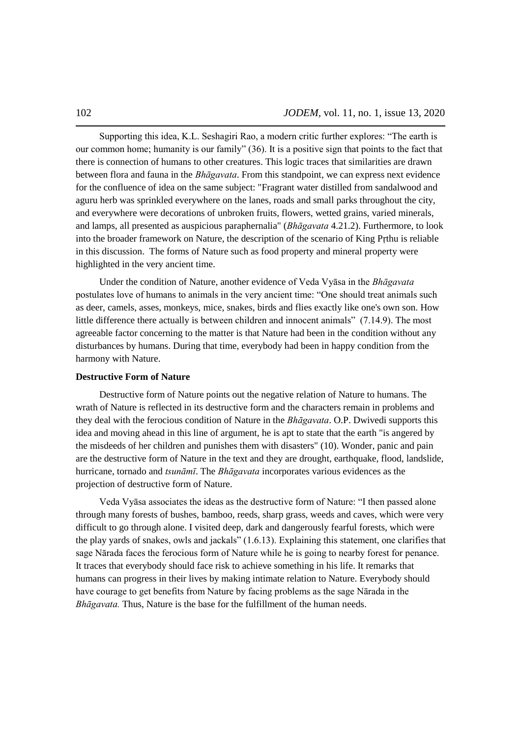Supporting this idea, K.L. Seshagiri Rao, a modern critic further explores: "The earth is our common home; humanity is our family" (36). It is a positive sign that points to the fact that there is connection of humans to other creatures. This logic traces that similarities are drawn between flora and fauna in the *Bhāgavata*. From this standpoint, we can express next evidence for the confluence of idea on the same subject: "Fragrant water distilled from sandalwood and aguru herb was sprinkled everywhere on the lanes, roads and small parks throughout the city, and everywhere were decorations of unbroken fruits, flowers, wetted grains, varied minerals, and lamps, all presented as auspicious paraphernalia" (*Bhāgavata* 4.21.2). Furthermore, to look into the broader framework on Nature, the description of the scenario of King Pṛthu is reliable in this discussion. The forms of Nature such as food property and mineral property were highlighted in the very ancient time.

Under the condition of Nature, another evidence of Veda Vyāsa in the *Bhāgavata* postulates love of humans to animals in the very ancient time: "One should treat animals such as deer, camels, asses, monkeys, mice, snakes, birds and flies exactly like one's own son. How little difference there actually is between children and innocent animals" (7.14.9). The most agreeable factor concerning to the matter is that Nature had been in the condition without any disturbances by humans. During that time, everybody had been in happy condition from the harmony with Nature.

### Destructive Form of Nature

Destructive form of Nature points out the negative relation of Nature to humans. The wrath of Nature is reflected in its destructive form and the characters remain in problems and they deal with the ferocious condition of Nature in the *Bhāgavata*. O.P. Dwivedi supports this idea and moving ahead in this line of argument, he is apt to state that the earth "is angered by the misdeeds of her children and punishes them with disasters" (10). Wonder, panic and pain are the destructive form of Nature in the text and they are drought, earthquake, flood, landslide, hurricane, tornado and *tsunāmī*. The *Bhāgavata* incorporates various evidences as the projection of destructive form of Nature.

Veda Vyāsa associates the ideas as the destructive form of Nature: "I then passed alone through many forests of bushes, bamboo, reeds, sharp grass, weeds and caves, which were very difficult to go through alone. I visited deep, dark and dangerously fearful forests, which were the play yards of snakes, owls and jackals" (1.6.13). Explaining this statement, one clarifies that sage Nārada faces the ferocious form of Nature while he is going to nearby forest for penance. It traces that everybody should face risk to achieve something in his life. It remarks that humans can progress in their lives by making intimate relation to Nature. Everybody should have courage to get benefits from Nature by facing problems as the sage Nārada in the *Bhāgavata.* Thus, Nature is the base for the fulfillment of the human needs.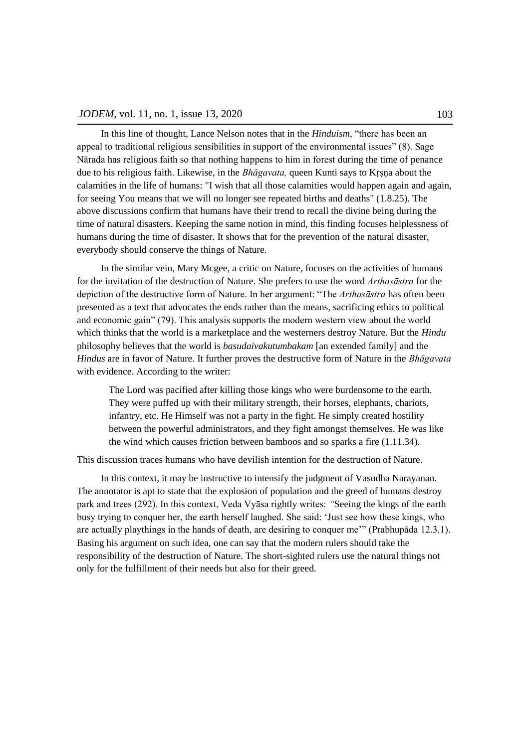In this line of thought, Lance Nelson notes that in the *Hinduism*, "there has been an appeal to traditional religious sensibilities in support of the environmental issues" (8). Sage Nārada has religious faith so that nothing happens to him in forest during the time of penance due to his religious faith. Likewise, in the *Bhāgavata,* queen Kunti says to Kṛṣṇa about the calamities in the life of humans: "I wish that all those calamities would happen again and again, for seeing You means that we will no longer see repeated births and deaths" (1.8.25). The above discussions confirm that humans have their trend to recall the divine being during the time of natural disasters. Keeping the same notion in mind, this finding focuses helplessness of humans during the time of disaster. It shows that for the prevention of the natural disaster, everybody should conserve the things of Nature.

In the similar vein, Mary Mcgee, a critic on Nature, focuses on the activities of humans for the invitation of the destruction of Nature. She prefers to use the word *Arthasāstra* for the depiction of the destructive form of Nature. In her argument: "The *Arthasāstra* has often been presented as a text that advocates the ends rather than the means, sacrificing ethics to political and economic gain" (79). This analysis supports the modern western view about the world which thinks that the world is a marketplace and the westerners destroy Nature. But the *Hindu* philosophy believes that the world is ***basudaivakutumbakam*** [an extended family] and the *Hindus* are in favor of Nature. It further proves the destructive form of Nature in the *Bhāgavata* with evidence. According to the writer:

> The Lord was pacified after killing those kings who were burdensome to the earth. They were puffed up with their military strength, their horses, elephants, chariots, infantry, etc. He Himself was not a party in the fight. He simply created hostility between the powerful administrators, and they fight amongst themselves. He was like the wind which causes friction between bamboos and so sparks a fire (1.11.34).

This discussion traces humans who have devilish intention for the destruction of Nature.

In this context, it may be instructive to intensify the judgment of Vasudha Narayanan. The annotator is apt to state that the explosion of population and the greed of humans destroy park and trees (292). In this context, Veda Vyāsa rightly writes: "Seeing the kings of the earth busy trying to conquer her, the earth herself laughed. She said: 'Just see how these kings, who are actually playthings in the hands of death, are desiring to conquer me'" (Prabhupāda 12.3.1). Basing his argument on such idea, one can say that the modern rulers should take the responsibility of the destruction of Nature. The short-sighted rulers use the natural things not only for the fulfillment of their needs but also for their greed.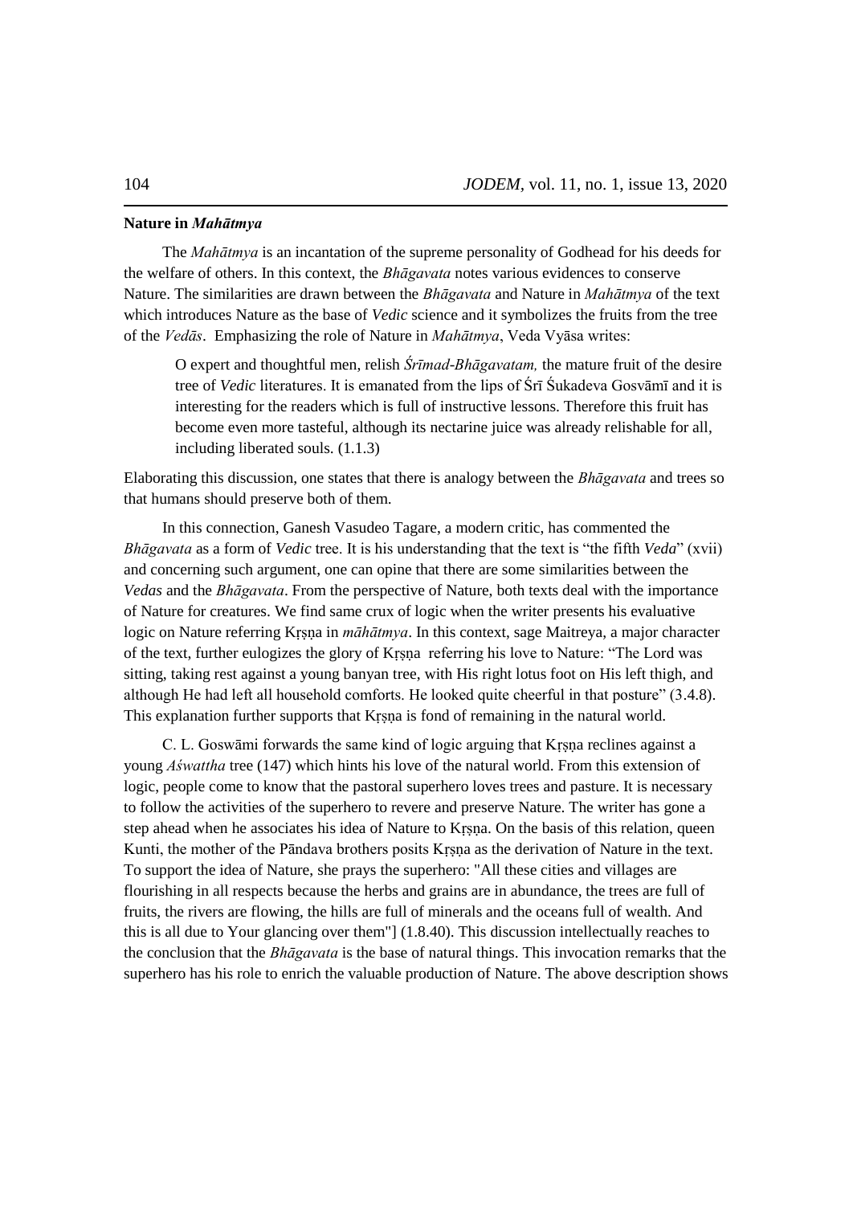**Nature in *Mahātmya***

The *Mahātmya* is an incantation of the supreme personality of Godhead for his deeds for the welfare of others. In this context, the *Bhāgavata* notes various evidences to conserve Nature. The similarities are drawn between the *Bhāgavata* and Nature in *Mahātmya* of the text which introduces Nature as the base of *Vedic* science and it symbolizes the fruits from the tree of the *Vedās*. Emphasizing the role of Nature in *Mahātmya*, Veda Vyāsa writes:

> O expert and thoughtful men, relish *Śrīmad-Bhāgavatam,* the mature fruit of the desire tree of *Vedic* literatures. It is emanated from the lips of Śrī Śukadeva Gosvāmī and it is interesting for the readers which is full of instructive lessons. Therefore this fruit has become even more tasteful, although its nectarine juice was already relishable for all, including liberated souls. (1.1.3)

Elaborating this discussion, one states that there is analogy between the *Bhāgavata* and trees so that humans should preserve both of them.

In this connection, Ganesh Vasudeo Tagare, a modern critic, has commented the *Bhāgavata* as a form of *Vedic* tree. It is his understanding that the text is "the fifth *Veda*" (xvii) and concerning such argument, one can opine that there are some similarities between the *Vedas* and the *Bhāgavata*. From the perspective of Nature, both texts deal with the importance of Nature for creatures. We find same crux of logic when the writer presents his evaluative logic on Nature referring Kṛṣṇa in *māhātmya*. In this context, sage Maitreya, a major character of the text, further eulogizes the glory of Kṛṣṇa referring his love to Nature: "The Lord was sitting, taking rest against a young banyan tree, with His right lotus foot on His left thigh, and although He had left all household comforts. He looked quite cheerful in that posture" (3.4.8). This explanation further supports that Kṛṣṇa is fond of remaining in the natural world.

C. L. Goswāmi forwards the same kind of logic arguing that Kṛṣṇa reclines against a young *Aśwattha* tree (147) which hints his love of the natural world. From this extension of logic, people come to know that the pastoral superhero loves trees and pasture. It is necessary to follow the activities of the superhero to revere and preserve Nature. The writer has gone a step ahead when he associates his idea of Nature to Kṛṣṇa. On the basis of this relation, queen Kunti, the mother of the Pāndava brothers posits Kṛṣṇa as the derivation of Nature in the text. To support the idea of Nature, she prays the superhero: "All these cities and villages are flourishing in all respects because the herbs and grains are in abundance, the trees are full of fruits, the rivers are flowing, the hills are full of minerals and the oceans full of wealth. And this is all due to Your glancing over them"] (1.8.40). This discussion intellectually reaches to the conclusion that the *Bhāgavata* is the base of natural things. This invocation remarks that the superhero has his role to enrich the valuable production of Nature. The above description shows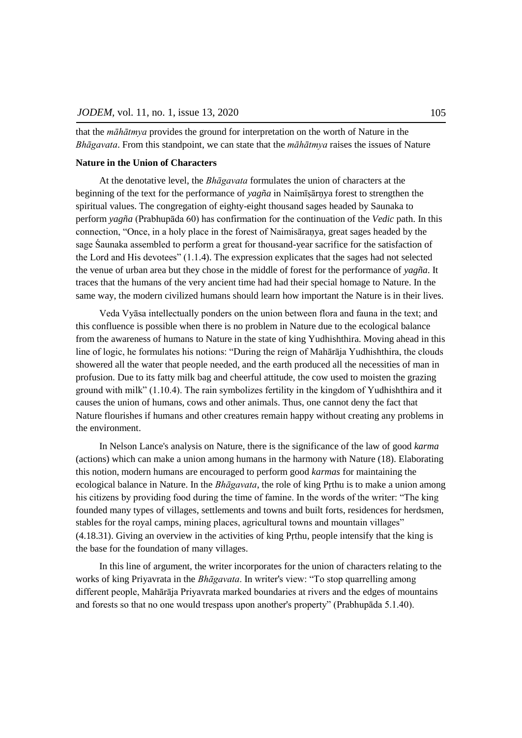that the *māhātmya* provides the ground for interpretation on the worth of Nature in the *Bhāgavata*. From this standpoint, we can state that the *māhātmya* raises the issues of Nature

**Nature in the Union of Characters**

At the denotative level, the *Bhāgavata* formulates the union of characters at the beginning of the text for the performance of *yagña* in Naimīṣārṇya forest to strengthen the spiritual values. The congregation of eighty-eight thousand sages headed by Saunaka to perform *yagña* (Prabhupāda 60) has confirmation for the continuation of the *Vedic* path. In this connection, "Once, in a holy place in the forest of Naimisāraṇya, great sages headed by the sage Śaunaka assembled to perform a great for thousand-year sacrifice for the satisfaction of the Lord and His devotees" (1.1.4). The expression explicates that the sages had not selected the venue of urban area but they chose in the middle of forest for the performance of *yagña*. It traces that the humans of the very ancient time had had their special homage to Nature. In the same way, the modern civilized humans should learn how important the Nature is in their lives.

Veda Vyāsa intellectually ponders on the union between flora and fauna in the text; and this confluence is possible when there is no problem in Nature due to the ecological balance from the awareness of humans to Nature in the state of king Yudhishthira. Moving ahead in this line of logic, he formulates his notions: "During the reign of Mahārāja Yudhishthira, the clouds showered all the water that people needed, and the earth produced all the necessities of man in profusion. Due to its fatty milk bag and cheerful attitude, the cow used to moisten the grazing ground with milk" (1.10.4). The rain symbolizes fertility in the kingdom of Yudhishthira and it causes the union of humans, cows and other animals. Thus, one cannot deny the fact that Nature flourishes if humans and other creatures remain happy without creating any problems in the environment.

In Nelson Lance's analysis on Nature, there is the significance of the law of good *karma* (actions) which can make a union among humans in the harmony with Nature (18). Elaborating this notion, modern humans are encouraged to perform good *karmas* for maintaining the ecological balance in Nature. In the *Bhāgavata*, the role of king Pṛthu is to make a union among his citizens by providing food during the time of famine. In the words of the writer: "The king founded many types of villages, settlements and towns and built forts, residences for herdsmen, stables for the royal camps, mining places, agricultural towns and mountain villages" (4.18.31). Giving an overview in the activities of king Pṛthu, people intensify that the king is the base for the foundation of many villages.

In this line of argument, the writer incorporates for the union of characters relating to the works of king Priyavrata in the *Bhāgavata*. In writer's view: "To stop quarrelling among different people, Mahārāja Priyavrata marked boundaries at rivers and the edges of mountains and forests so that no one would trespass upon another's property" (Prabhupāda 5.1.40).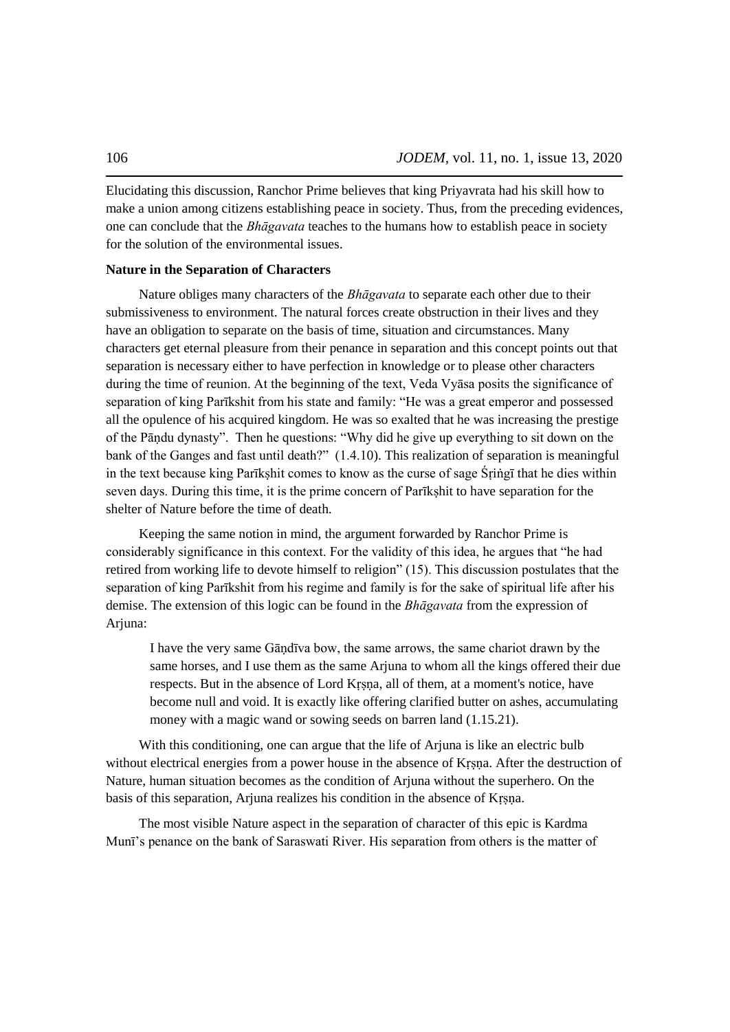Elucidating this discussion, Ranchor Prime believes that king Priyavrata had his skill how to make a union among citizens establishing peace in society. Thus, from the preceding evidences, one can conclude that the *Bhāgavata* teaches to the humans how to establish peace in society for the solution of the environmental issues.

**Nature in the Separation of Characters**

Nature obliges many characters of the *Bhāgavata* to separate each other due to their submissiveness to environment. The natural forces create obstruction in their lives and they have an obligation to separate on the basis of time, situation and circumstances. Many characters get eternal pleasure from their penance in separation and this concept points out that separation is necessary either to have perfection in knowledge or to please other characters during the time of reunion. At the beginning of the text, Veda Vyāsa posits the significance of separation of king Parīkshit from his state and family: "He was a great emperor and possessed all the opulence of his acquired kingdom. He was so exalted that he was increasing the prestige of the Pāṇdu dynasty". Then he questions: "Why did he give up everything to sit down on the bank of the Ganges and fast until death?" (1.4.10). This realization of separation is meaningful in the text because king Parīkṣhit comes to know as the curse of sage Śṛiṅgī that he dies within seven days. During this time, it is the prime concern of Parīkṣhit to have separation for the shelter of Nature before the time of death.

Keeping the same notion in mind, the argument forwarded by Ranchor Prime is considerably significance in this context. For the validity of this idea, he argues that "he had retired from working life to devote himself to religion" (15). This discussion postulates that the separation of king Parīkshit from his regime and family is for the sake of spiritual life after his demise. The extension of this logic can be found in the *Bhāgavata* from the expression of Arjuna:

> I have the very same Gāṇdīva bow, the same arrows, the same chariot drawn by the same horses, and I use them as the same Arjuna to whom all the kings offered their due respects. But in the absence of Lord Kṛṣṇa, all of them, at a moment's notice, have become null and void. It is exactly like offering clarified butter on ashes, accumulating money with a magic wand or sowing seeds on barren land (1.15.21).

With this conditioning, one can argue that the life of Arjuna is like an electric bulb without electrical energies from a power house in the absence of Kṛṣṇa. After the destruction of Nature, human situation becomes as the condition of Arjuna without the superhero. On the basis of this separation, Arjuna realizes his condition in the absence of Kṛṣṇa.

The most visible Nature aspect in the separation of character of this epic is Kardma Munī's penance on the bank of Saraswati River. His separation from others is the matter of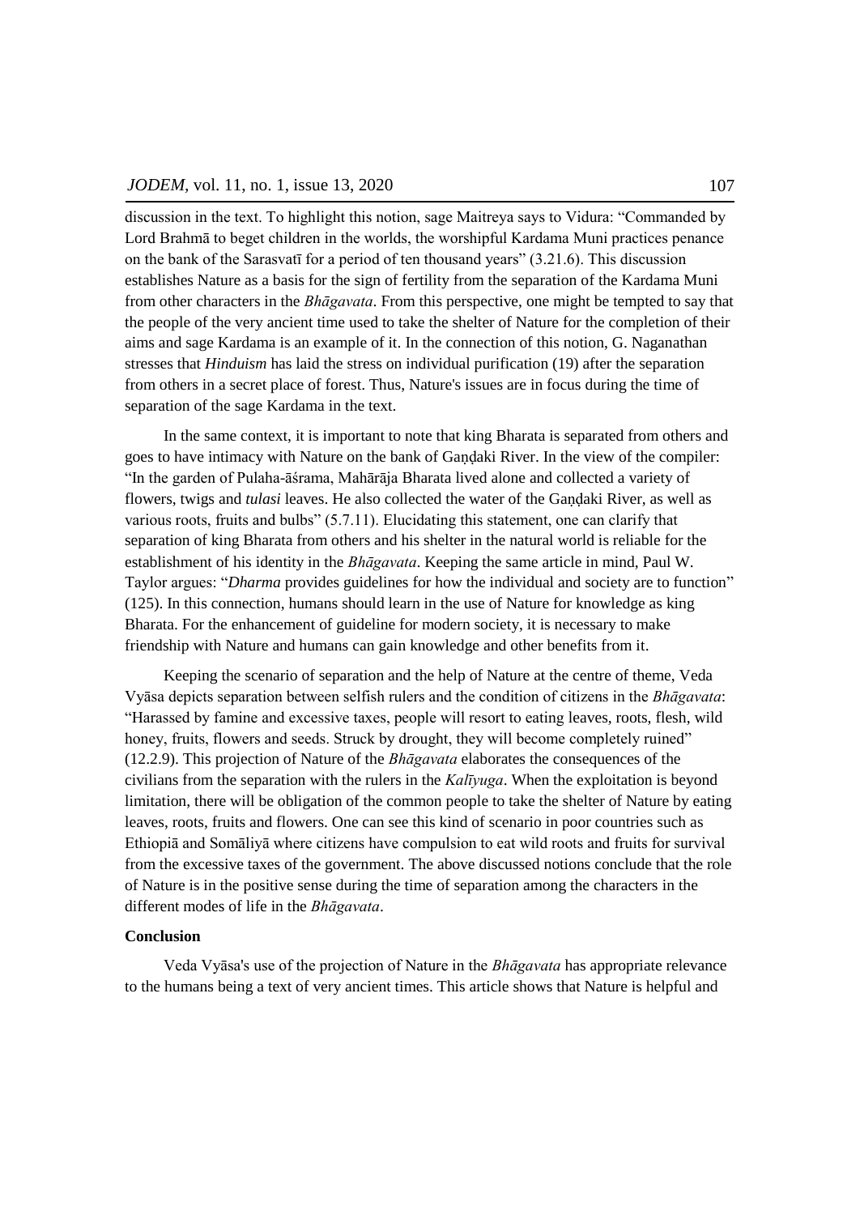discussion in the text. To highlight this notion, sage Maitreya says to Vidura: "Commanded by Lord Brahmā to beget children in the worlds, the worshipful Kardama Muni practices penance on the bank of the Sarasvatī for a period of ten thousand years" (3.21.6). This discussion establishes Nature as a basis for the sign of fertility from the separation of the Kardama Muni from other characters in the *Bhāgavata*. From this perspective, one might be tempted to say that the people of the very ancient time used to take the shelter of Nature for the completion of their aims and sage Kardama is an example of it. In the connection of this notion, G. Naganathan stresses that *Hinduism* has laid the stress on individual purification (19) after the separation from others in a secret place of forest. Thus, Nature's issues are in focus during the time of separation of the sage Kardama in the text.

In the same context, it is important to note that king Bharata is separated from others and goes to have intimacy with Nature on the bank of Gaṇḍaki River. In the view of the compiler: "In the garden of Pulaha-āśrama, Mahārāja Bharata lived alone and collected a variety of flowers, twigs and *tulasi* leaves. He also collected the water of the Gaṇḍaki River, as well as various roots, fruits and bulbs" (5.7.11). Elucidating this statement, one can clarify that separation of king Bharata from others and his shelter in the natural world is reliable for the establishment of his identity in the *Bhāgavata*. Keeping the same article in mind, Paul W. Taylor argues: "*Dharma* provides guidelines for how the individual and society are to function" (125). In this connection, humans should learn in the use of Nature for knowledge as king Bharata. For the enhancement of guideline for modern society, it is necessary to make friendship with Nature and humans can gain knowledge and other benefits from it.

Keeping the scenario of separation and the help of Nature at the centre of theme, Veda Vyāsa depicts separation between selfish rulers and the condition of citizens in the *Bhāgavata*: "Harassed by famine and excessive taxes, people will resort to eating leaves, roots, flesh, wild honey, fruits, flowers and seeds. Struck by drought, they will become completely ruined" (12.2.9). This projection of Nature of the *Bhāgavata* elaborates the consequences of the civilians from the separation with the rulers in the *Kalīyuga*. When the exploitation is beyond limitation, there will be obligation of the common people to take the shelter of Nature by eating leaves, roots, fruits and flowers. One can see this kind of scenario in poor countries such as Ethiopiā and Somāliyā where citizens have compulsion to eat wild roots and fruits for survival from the excessive taxes of the government. The above discussed notions conclude that the role of Nature is in the positive sense during the time of separation among the characters in the different modes of life in the *Bhāgavata*.

**Conclusion**

Veda Vyāsa's use of the projection of Nature in the *Bhāgavata* has appropriate relevance to the humans being a text of very ancient times. This article shows that Nature is helpful and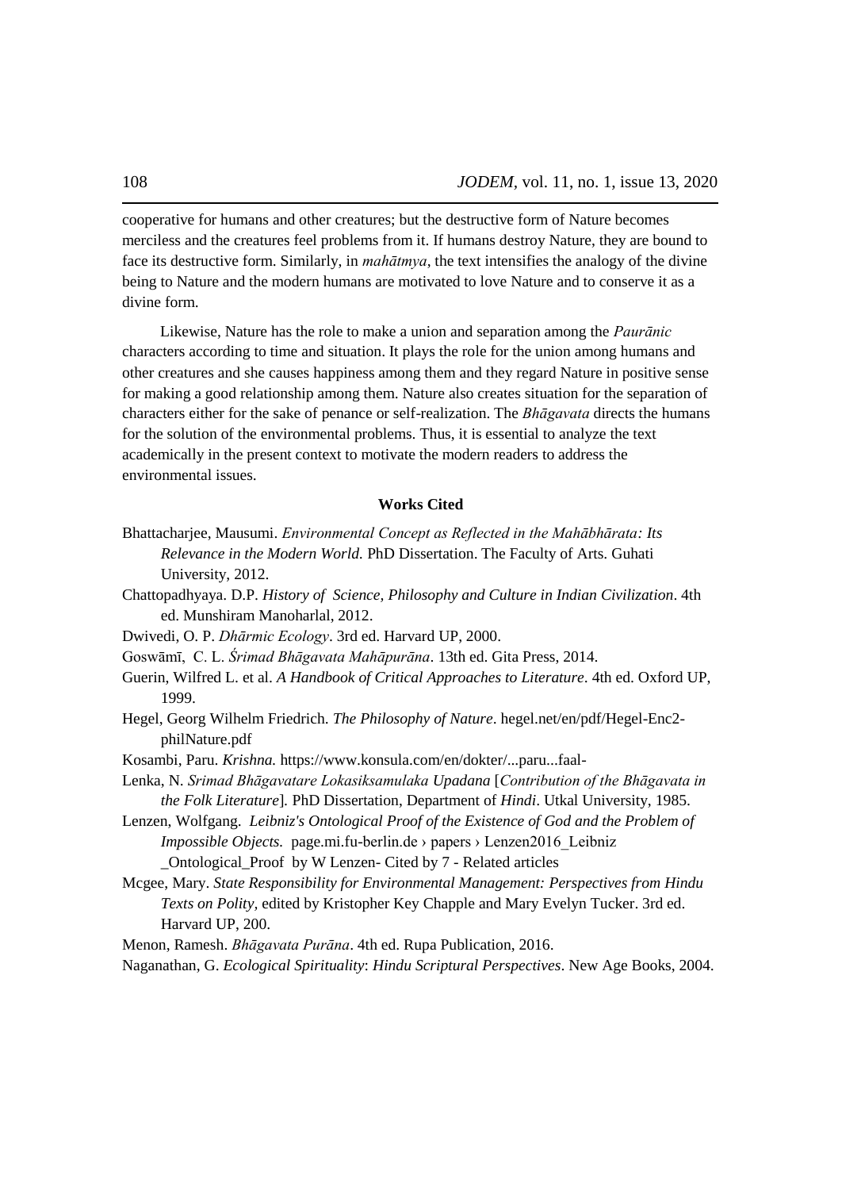cooperative for humans and other creatures; but the destructive form of Nature becomes merciless and the creatures feel problems from it. If humans destroy Nature, they are bound to face its destructive form. Similarly, in *mahātmya*, the text intensifies the analogy of the divine being to Nature and the modern humans are motivated to love Nature and to conserve it as a divine form.

Likewise, Nature has the role to make a union and separation among the *Paurānic* characters according to time and situation. It plays the role for the union among humans and other creatures and she causes happiness among them and they regard Nature in positive sense for making a good relationship among them. Nature also creates situation for the separation of characters either for the sake of penance or self-realization. The *Bhāgavata* directs the humans for the solution of the environmental problems. Thus, it is essential to analyze the text academically in the present context to motivate the modern readers to address the environmental issues.

**Works Cited**

Bhattacharjee, Mausumi. *Environmental Concept as Reflected in the Mahābhārata: Its Relevance in the Modern World.* PhD Dissertation. The Faculty of Arts. Guhati University, 2012.

Chattopadhyaya. D.P. *History of Science, Philosophy and Culture in Indian Civilization*. 4th ed. Munshiram Manoharlal, 2012.

Dwivedi, O. P. *Dhārmic Ecology*. 3rd ed. Harvard UP, 2000.

Goswāmī, C. L. *Śrimad Bhāgavata Mahāpurāna*. 13th ed. Gita Press, 2014.

Guerin, Wilfred L. et al. *A Handbook of Critical Approaches to Literature*. 4th ed. Oxford UP, 1999.

Hegel, Georg Wilhelm Friedrich. *The Philosophy of Nature*. hegel.net/en/pdf/Hegel-Enc2-philNature.pdf

Kosambi, Paru. *Krishna.* https://www.konsula.com/en/dokter/...paru...faal-

Lenka, N. *Srimad Bhāgavatare Lokasiksamulaka Upadana* [*Contribution of the Bhāgavata in the Folk Literature*]*.* PhD Dissertation, Department of *Hindi*. Utkal University, 1985.

Lenzen, Wolfgang. *Leibniz's Ontological Proof of the Existence of God and the Problem of Impossible Objects.* page.mi.fu-berlin.de › papers › Lenzen2016_Leibniz _Ontological_Proof by W Lenzen- Cited by 7 - Related articles

Mcgee, Mary. *State Responsibility for Environmental Management: Perspectives from Hindu Texts on Polity,* edited by Kristopher Key Chapple and Mary Evelyn Tucker. 3rd ed. Harvard UP, 200.

Menon, Ramesh. *Bhāgavata Purāna*. 4th ed. Rupa Publication, 2016.

Naganathan, G. *Ecological Spirituality*: *Hindu Scriptural Perspectives*. New Age Books, 2004.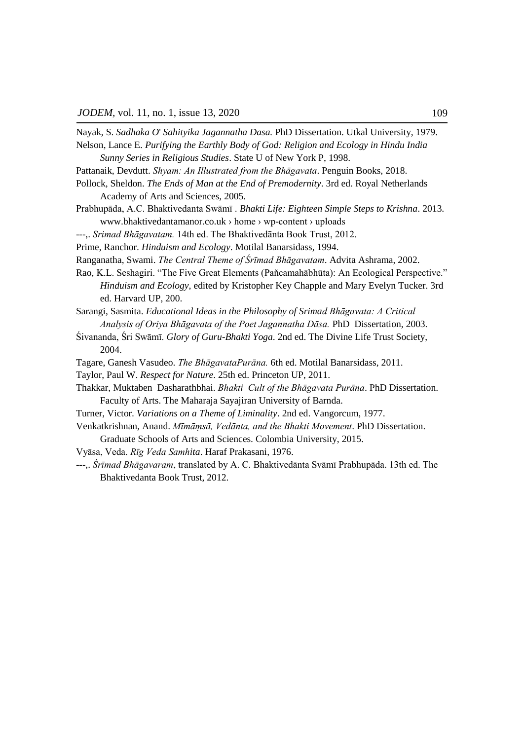Nayak, S. *Sadhaka O' Sahityika Jagannatha Dasa.* PhD Dissertation. Utkal University, 1979.

Nelson, Lance E. *Purifying the Earthly Body of God: Religion and Ecology in Hindu India Sunny Series in Religious Studies*. State U of New York P, 1998.

Pattanaik, Devdutt. *Shyam: An Illustrated from the Bhāgavata*. Penguin Books, 2018.

Pollock, Sheldon. *The Ends of Man at the End of Premodernity*. 3rd ed. Royal Netherlands Academy of Arts and Sciences, 2005.

Prabhupāda, A.C. Bhaktivedanta Swāmī . *Bhakti Life: Eighteen Simple Steps to Krishna*. 2013. www.bhaktivedantamanor.co.uk › home › wp-content › uploads

---,. *Srimad Bhāgavatam.* 14th ed. The Bhaktivedānta Book Trust, 2012.

Prime, Ranchor. *Hinduism and Ecology*. Motilal Banarsidass, 1994.

Ranganatha, Swami. *The Central Theme of Śrīmad Bhāgavatam*. Advita Ashrama, 2002.

Rao, K.L. Seshagiri. "The Five Great Elements (Paňcamahābhūta): An Ecological Perspective." *Hinduism and Ecology*, edited by Kristopher Key Chapple and Mary Evelyn Tucker. 3rd ed. Harvard UP, 200.

Sarangi, Sasmita. *Educational Ideas in the Philosophy of Srimad Bhāgavata: A Critical Analysis of Oriya Bhāgavata of the Poet Jagannatha Dāsa.* PhD Dissertation, 2003.

Śivananda, Śri Swāmī. *Glory of Guru-Bhakti Yoga*. 2nd ed. The Divine Life Trust Society, 2004.

Tagare, Ganesh Vasudeo. *The BhāgavataPurāna.* 6th ed. Motilal Banarsidass, 2011.

Taylor, Paul W. *Respect for Nature*. 25th ed. Princeton UP, 2011.

Thakkar, Muktaben Dasharathbhai. *Bhakti Cult of the Bhāgavata Purāna*. PhD Dissertation. Faculty of Arts. The Maharaja Sayajiran University of Barnda.

Turner, Victor. *Variations on a Theme of Liminality*. 2nd ed. Vangorcum, 1977.

Venkatkrishnan, Anand. *Mīmāṃsā, Vedānta, and the Bhakti Movement*. PhD Dissertation. Graduate Schools of Arts and Sciences. Colombia University, 2015.

Vyāsa, Veda. *Rīg Veda Samhita*. Haraf Prakasani, 1976.

---,. *Śrīmad Bhāgavaram*, translated by A. C. Bhaktivedānta Svāmī Prabhupāda. 13th ed. The Bhaktivedanta Book Trust, 2012.